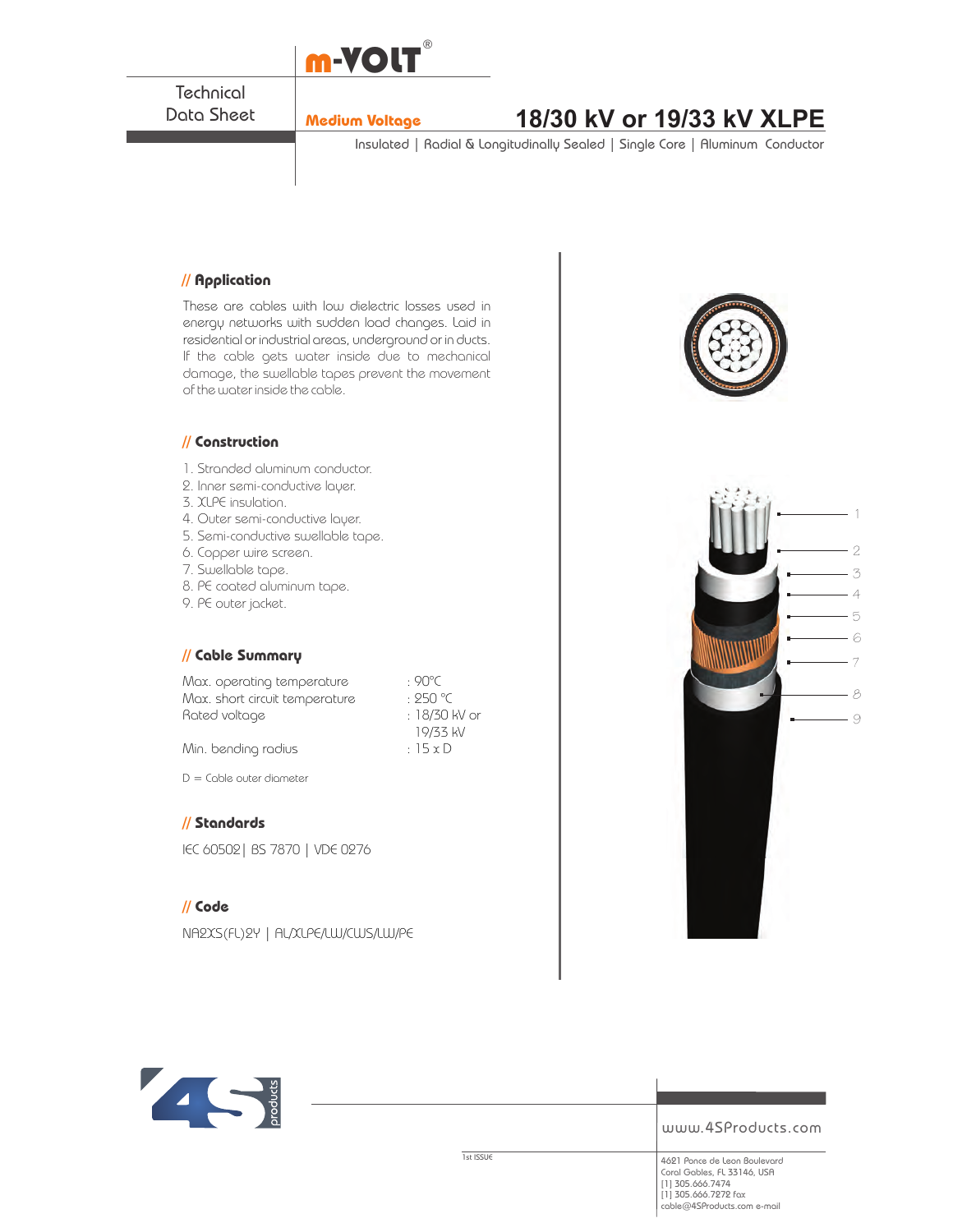m-VOLT®

Technical Data Sheet

**Medium Voltage**

# 18/30 kV or 19/33 kV XLPE

Insulated | Radial & Longitudinally Sealed | Single Core | Aluminum Conductor

## // Application

These are cables with low dielectric losses used in energy networks with sudden load changes. Laid in residential or industrial areas, underground or in ducts. If the cable gets water inside due to mechanical damage, the swellable tapes prevent the movement of the water inside the cable.

## // Construction

1. Stranded aluminum conductor.
2. Inner semi-conductive layer.
3. XLPE insulation.
4. Outer semi-conductive layer.
5. Semi-conductive swellable tape.
6. Copper wire screen.
7. Swellable tape.
8. PE coated aluminum tape.
9. PE outer jacket.

## // Cable Summary

| | |
|---|---|
| Max. operating temperature | : 90°C |
| Max. short circuit temperature | : 250 °C |
| Rated voltage | : 18/30 kV or 19/33 kV |
| Min. bending radius | : 15 x D |

D = Cable outer diameter

## // Standards

IEC 60502 | BS 7870 | VDE 0276

## // Code

NA2XS(FL)2Y | AL/XLPE/LW/CWS/LW/PE

1 2 3 4 5 6 7 8 9

www.4SProducts.com

1st ISSUE

4621 Ponce de Leon Boulevard
Coral Gables, FL 33146, USA
[1] 305.666.7474
[1] 305.666.7272 fax
cable@4SProducts.com e-mail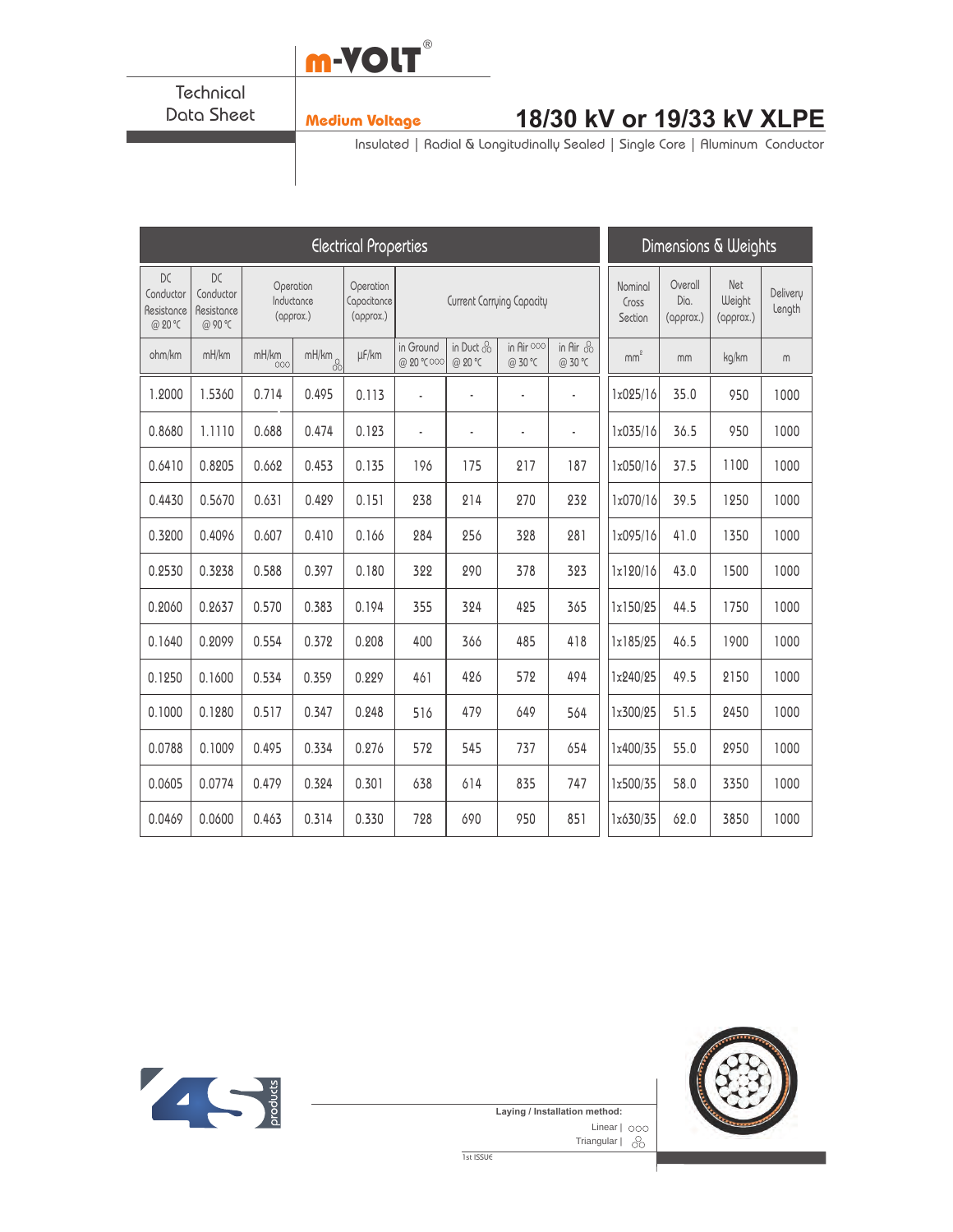Technical Data Sheet

**Medium Voltage**

# 18/30 kV or 19/33 kV XLPE

Insulated | Radial & Longitudinally Sealed | Single Core | Aluminum Conductor

| Electrical Properties | | | | | | | | | Dimensions & Weights | | | |
|---|---|---|---|---|---|---|---|---|---|---|---|---|
| DC Conductor Resistance @ 20 °C | DC Conductor Resistance @ 90 °C | Operation Inductance (approx.) | | Operation Capacitance (approx.) | Current Carrying Capacity | | | | Nominal Cross Section | Overall Dia. (approx.) | Net Weight (approx.) | Delivery Length |
| ohm/km | mH/km | mH/km ooo | mH/km (triangular) | µF/km | in Ground @ 20 °C ooo | in Duct (triangular) @ 20 °C | in Air ooo @ 30 °C | in Air (triangular) @ 30 °C | mm² | mm | kg/km | m |
| 1.2000 | 1.5360 | 0.714 | 0.495 | 0.113 | - | - | - | - | 1x025/16 | 35.0 | 950 | 1000 |
| 0.8680 | 1.1110 | 0.688 | 0.474 | 0.123 | - | - | - | - | 1x035/16 | 36.5 | 950 | 1000 |
| 0.6410 | 0.8205 | 0.662 | 0.453 | 0.135 | 196 | 175 | 217 | 187 | 1x050/16 | 37.5 | 1100 | 1000 |
| 0.4430 | 0.5670 | 0.631 | 0.429 | 0.151 | 238 | 214 | 270 | 232 | 1x070/16 | 39.5 | 1250 | 1000 |
| 0.3200 | 0.4096 | 0.607 | 0.410 | 0.166 | 284 | 256 | 328 | 281 | 1x095/16 | 41.0 | 1350 | 1000 |
| 0.2530 | 0.3238 | 0.588 | 0.397 | 0.180 | 322 | 290 | 378 | 323 | 1x120/16 | 43.0 | 1500 | 1000 |
| 0.2060 | 0.2637 | 0.570 | 0.383 | 0.194 | 355 | 324 | 425 | 365 | 1x150/25 | 44.5 | 1750 | 1000 |
| 0.1640 | 0.2099 | 0.554 | 0.372 | 0.208 | 400 | 366 | 485 | 418 | 1x185/25 | 46.5 | 1900 | 1000 |
| 0.1250 | 0.1600 | 0.534 | 0.359 | 0.229 | 461 | 426 | 572 | 494 | 1x240/25 | 49.5 | 2150 | 1000 |
| 0.1000 | 0.1280 | 0.517 | 0.347 | 0.248 | 516 | 479 | 649 | 564 | 1x300/25 | 51.5 | 2450 | 1000 |
| 0.0788 | 0.1009 | 0.495 | 0.334 | 0.276 | 572 | 545 | 737 | 654 | 1x400/35 | 55.0 | 2950 | 1000 |
| 0.0605 | 0.0774 | 0.479 | 0.324 | 0.301 | 638 | 614 | 835 | 747 | 1x500/35 | 58.0 | 3350 | 1000 |
| 0.0469 | 0.0600 | 0.463 | 0.314 | 0.330 | 728 | 690 | 950 | 851 | 1x630/35 | 62.0 | 3850 | 1000 |

**Laying / Installation method:**

Linear | ooo

Triangular | (triangular)

1st ISSUE